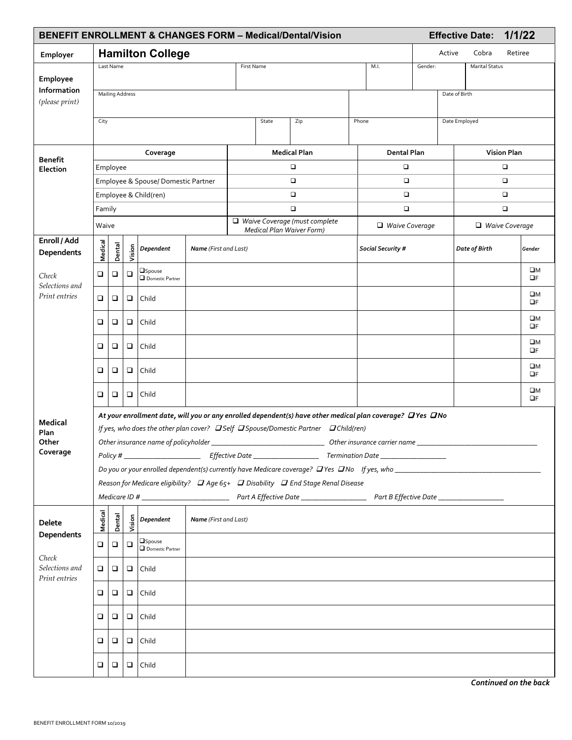# BENEFIT ENROLLMENT & CHANGES FORM – Medical/Dental/Vision

**Effective Date: 1/1/22**

| Employer | **Hamilton College** | | | | Active | Cobra | Retiree |
|---|---|---|---|---|---|---|---|
| **Employee Information** *(please print)* | Last Name | First Name | M.I. | Gender: | Marital Status | | |
| | Mailing Address | | | | Date of Birth | | |
| | City | State | Zip | Phone | Date Employed | | |

## Benefit Election

| Coverage | Medical Plan | Dental Plan | Vision Plan |
|---|---|---|---|
| Employee | ❑ | ❑ | ❑ |
| Employee & Spouse/ Domestic Partner | ❑ | ❑ | ❑ |
| Employee & Child(ren) | ❑ | ❑ | ❑ |
| Family | ❑ | ❑ | ❑ |
| Waive | ❑ *Waive Coverage (must complete Medical Plan Waiver Form)* | ❑ *Waive Coverage* | ❑ *Waive Coverage* |

## Enroll / Add Dependents

*Check Selections and Print entries*

| Medical | Dental | Vision | *Dependent* | ***Name** (First and Last)* | ***Social Security #*** | ***Date of Birth*** | ***Gender*** |
|---|---|---|---|---|---|---|---|
| ❑ | ❑ | ❑ | ❑Spouse ❑ Domestic Partner | | | | ❑M ❑F |
| ❑ | ❑ | ❑ | Child | | | | ❑M ❑F |
| ❑ | ❑ | ❑ | Child | | | | ❑M ❑F |
| ❑ | ❑ | ❑ | Child | | | | ❑M ❑F |
| ❑ | ❑ | ❑ | Child | | | | ❑M ❑F |
| ❑ | ❑ | ❑ | Child | | | | ❑M ❑F |

## Medical Plan Other Coverage

***At your enrollment date, will you or any enrolled dependent(s) have other medical plan coverage?* ❑ *Yes* ❑ *No***

*If yes, who does the other plan cover?* ❑ *Self* ❑ *Spouse/Domestic Partner* ❑ *Child(ren)*

*Other insurance name of policyholder* _______________________________ *Other insurance carrier name* _________________________________

*Policy #* ____________________ *Effective Date* _________________ *Termination Date* _________________

*Do you or your enrolled dependent(s) currently have Medicare coverage?* ❑ *Yes* ❑ *No* *If yes, who* _______________________________________

*Reason for Medicare eligibility?* ❑ *Age 65+* ❑ *Disability* ❑ *End Stage Renal Disease*

*Medicare ID #* _______________________ *Part A Effective Date* _________________ *Part B Effective Date* _________________

## Delete Dependents

*Check Selections and Print entries*

| Medical | Dental | Vision | *Dependent* | ***Name** (First and Last)* |
|---|---|---|---|---|
| ❑ | ❑ | ❑ | ❑Spouse ❑ Domestic Partner | |
| ❑ | ❑ | ❑ | Child | |
| ❑ | ❑ | ❑ | Child | |
| ❑ | ❑ | ❑ | Child | |
| ❑ | ❑ | ❑ | Child | |
| ❑ | ❑ | ❑ | Child | |

***Continued on the back***

BENEFIT ENROLLMENT FORM 10/2019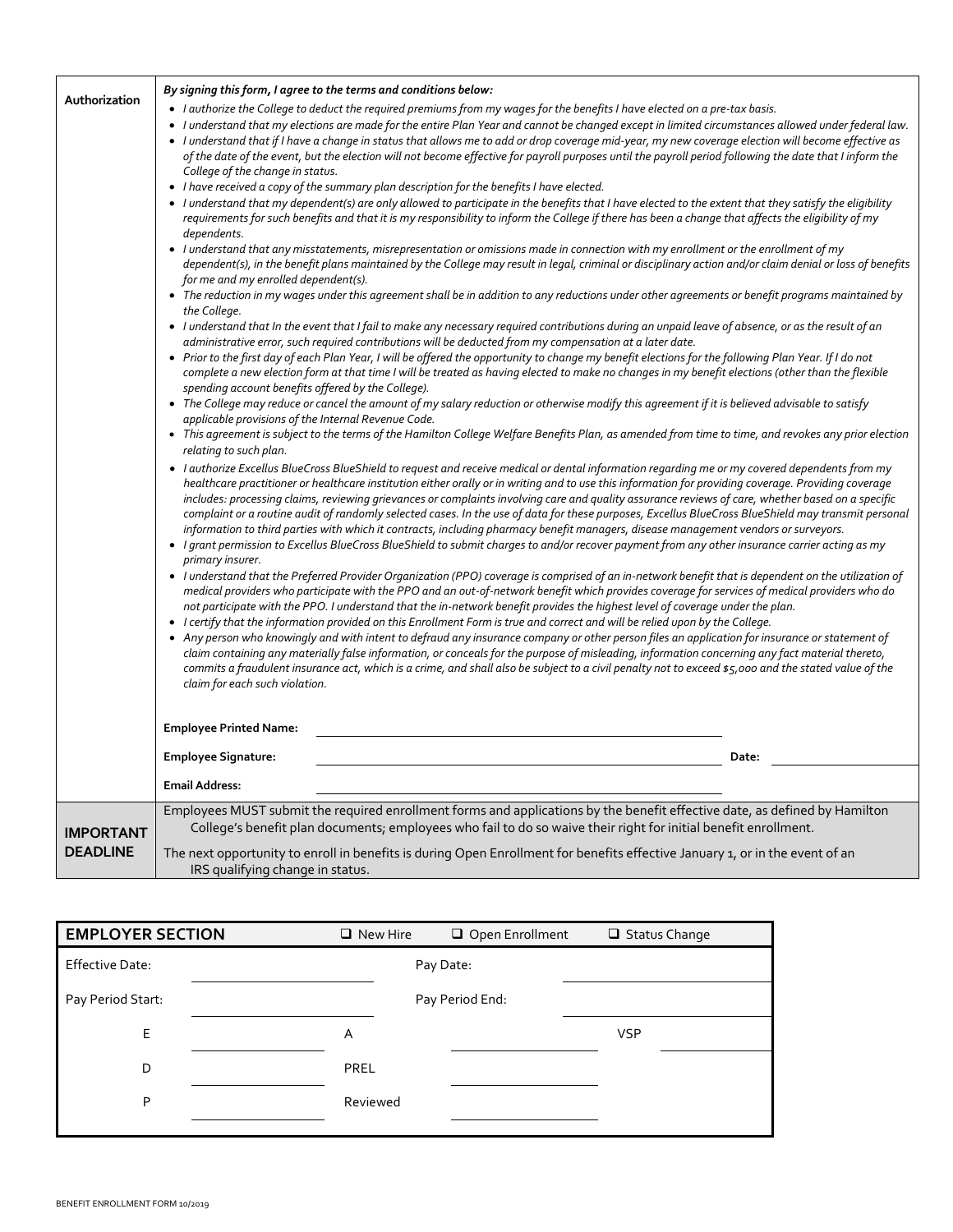**Authorization**

*By signing this form, I agree to the terms and conditions below:*

- *I authorize the College to deduct the required premiums from my wages for the benefits I have elected on a pre-tax basis.*
- *I understand that my elections are made for the entire Plan Year and cannot be changed except in limited circumstances allowed under federal law.*
- *I understand that if I have a change in status that allows me to add or drop coverage mid-year, my new coverage election will become effective as of the date of the event, but the election will not become effective for payroll purposes until the payroll period following the date that I inform the College of the change in status.*
- *I have received a copy of the summary plan description for the benefits I have elected.*
- *I understand that my dependent(s) are only allowed to participate in the benefits that I have elected to the extent that they satisfy the eligibility requirements for such benefits and that it is my responsibility to inform the College if there has been a change that affects the eligibility of my dependents.*
- *I understand that any misstatements, misrepresentation or omissions made in connection with my enrollment or the enrollment of my dependent(s), in the benefit plans maintained by the College may result in legal, criminal or disciplinary action and/or claim denial or loss of benefits for me and my enrolled dependent(s).*
- *The reduction in my wages under this agreement shall be in addition to any reductions under other agreements or benefit programs maintained by the College.*
- *I understand that In the event that I fail to make any necessary required contributions during an unpaid leave of absence, or as the result of an administrative error, such required contributions will be deducted from my compensation at a later date.*
- *Prior to the first day of each Plan Year, I will be offered the opportunity to change my benefit elections for the following Plan Year. If I do not complete a new election form at that time I will be treated as having elected to make no changes in my benefit elections (other than the flexible spending account benefits offered by the College).*
- *The College may reduce or cancel the amount of my salary reduction or otherwise modify this agreement if it is believed advisable to satisfy applicable provisions of the Internal Revenue Code.*
- *This agreement is subject to the terms of the Hamilton College Welfare Benefits Plan, as amended from time to time, and revokes any prior election relating to such plan.*
- *I authorize Excellus BlueCross BlueShield to request and receive medical or dental information regarding me or my covered dependents from my healthcare practitioner or healthcare institution either orally or in writing and to use this information for providing coverage. Providing coverage includes: processing claims, reviewing grievances or complaints involving care and quality assurance reviews of care, whether based on a specific complaint or a routine audit of randomly selected cases. In the use of data for these purposes, Excellus BlueCross BlueShield may transmit personal information to third parties with which it contracts, including pharmacy benefit managers, disease management vendors or surveyors.*
- *I grant permission to Excellus BlueCross BlueShield to submit charges to and/or recover payment from any other insurance carrier acting as my primary insurer.*
- *I understand that the Preferred Provider Organization (PPO) coverage is comprised of an in-network benefit that is dependent on the utilization of medical providers who participate with the PPO and an out-of-network benefit which provides coverage for services of medical providers who do not participate with the PPO. I understand that the in-network benefit provides the highest level of coverage under the plan.*
- *I certify that the information provided on this Enrollment Form is true and correct and will be relied upon by the College.*
- *Any person who knowingly and with intent to defraud any insurance company or other person files an application for insurance or statement of claim containing any materially false information, or conceals for the purpose of misleading, information concerning any fact material thereto, commits a fraudulent insurance act, which is a crime, and shall also be subject to a civil penalty not to exceed $5,000 and the stated value of the claim for each such violation.*

**Employee Printed Name:** ______________________________

**Employee Signature:** ______________________________ **Date:** ______________

**Email Address:** ______________________________

**IMPORTANT DEADLINE**

Employees MUST submit the required enrollment forms and applications by the benefit effective date, as defined by Hamilton College's benefit plan documents; employees who fail to do so waive their right for initial benefit enrollment.

The next opportunity to enroll in benefits is during Open Enrollment for benefits effective January 1, or in the event of an IRS qualifying change in status.

| **EMPLOYER SECTION** | | ❑ New Hire | ❑ Open Enrollment | | ❑ Status Change |
|---|---|---|---|---|---|
| Effective Date: | | | Pay Date: | | |
| Pay Period Start: | | | Pay Period End: | | |
| E | | A | | VSP | |
| D | | PREL | | | |
| P | | Reviewed | | | |